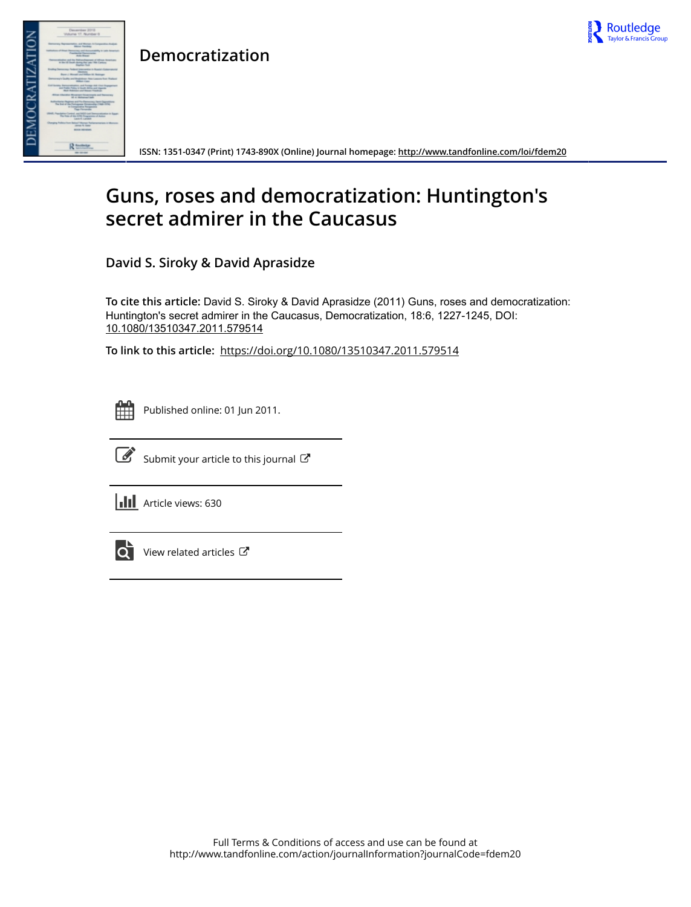Democratization

ISSN: 1351-0347 (Print) 1743-890X (Online) Journal homepage: http://www.tandfonline.com/loi/fdem20

# Guns, roses and democratization: Huntington's secret admirer in the Caucasus

**David S. Siroky & David Aprasidze**

**To cite this article:** David S. Siroky & David Aprasidze (2011) Guns, roses and democratization: Huntington's secret admirer in the Caucasus, Democratization, 18:6, 1227-1245, DOI: 10.1080/13510347.2011.579514

**To link to this article:** https://doi.org/10.1080/13510347.2011.579514

Published online: 01 Jun 2011.

Submit your article to this journal

Article views: 630

View related articles

Full Terms & Conditions of access and use can be found at
http://www.tandfonline.com/action/journalInformation?journalCode=fdem20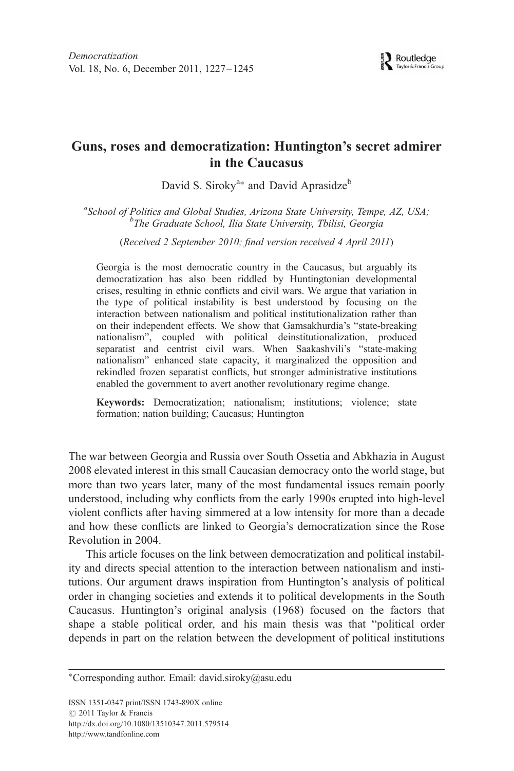# Guns, roses and democratization: Huntington's secret admirer in the Caucasus

David S. Siroky[a]* and David Aprasidze[b]

[a] *School of Politics and Global Studies, Arizona State University, Tempe, AZ, USA;* [b] *The Graduate School, Ilia State University, Tbilisi, Georgia*

(*Received 2 September 2010; final version received 4 April 2011*)

> Georgia is the most democratic country in the Caucasus, but arguably its democratization has also been riddled by Huntingtonian developmental crises, resulting in ethnic conflicts and civil wars. We argue that variation in the type of political instability is best understood by focusing on the interaction between nationalism and political institutionalization rather than on their independent effects. We show that Gamsakhurdia's "state-breaking nationalism", coupled with political deinstitutionalization, produced separatist and centrist civil wars. When Saakashvili's "state-making nationalism" enhanced state capacity, it marginalized the opposition and rekindled frozen separatist conflicts, but stronger administrative institutions enabled the government to avert another revolutionary regime change.
>
> **Keywords:** Democratization; nationalism; institutions; violence; state formation; nation building; Caucasus; Huntington

The war between Georgia and Russia over South Ossetia and Abkhazia in August 2008 elevated interest in this small Caucasian democracy onto the world stage, but more than two years later, many of the most fundamental issues remain poorly understood, including why conflicts from the early 1990s erupted into high-level violent conflicts after having simmered at a low intensity for more than a decade and how these conflicts are linked to Georgia's democratization since the Rose Revolution in 2004.

This article focuses on the link between democratization and political instability and directs special attention to the interaction between nationalism and institutions. Our argument draws inspiration from Huntington's analysis of political order in changing societies and extends it to political developments in the South Caucasus. Huntington's original analysis (1968) focused on the factors that shape a stable political order, and his main thesis was that "political order depends in part on the relation between the development of political institutions

*Corresponding author. Email: david.siroky@asu.edu

ISSN 1351-0347 print/ISSN 1743-890X online
© 2011 Taylor & Francis
http://dx.doi.org/10.1080/13510347.2011.579514
http://www.tandfonline.com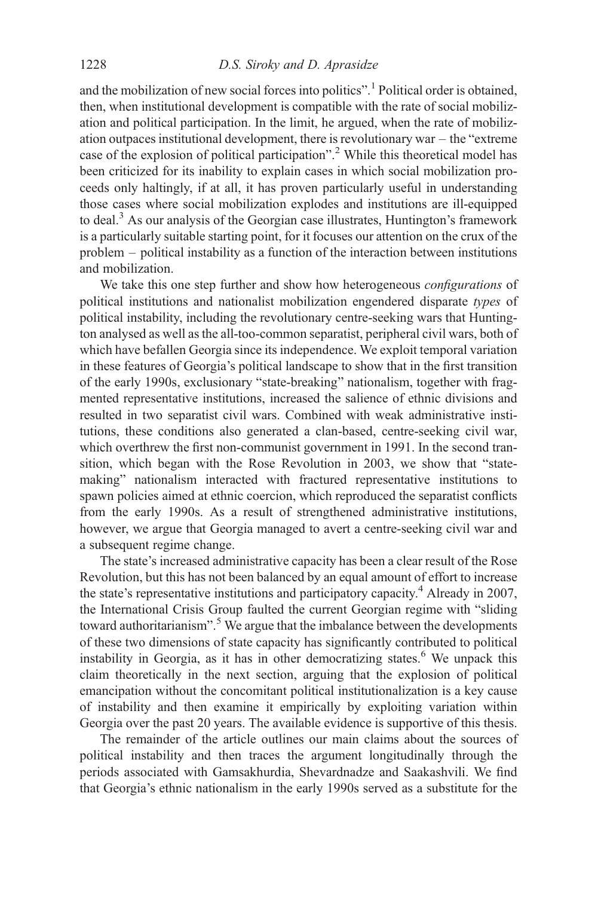and the mobilization of new social forces into politics".[1] Political order is obtained, then, when institutional development is compatible with the rate of social mobilization and political participation. In the limit, he argued, when the rate of mobilization outpaces institutional development, there is revolutionary war – the "extreme case of the explosion of political participation".[2] While this theoretical model has been criticized for its inability to explain cases in which social mobilization proceeds only haltingly, if at all, it has proven particularly useful in understanding those cases where social mobilization explodes and institutions are ill-equipped to deal.[3] As our analysis of the Georgian case illustrates, Huntington's framework is a particularly suitable starting point, for it focuses our attention on the crux of the problem – political instability as a function of the interaction between institutions and mobilization.

We take this one step further and show how heterogeneous *configurations* of political institutions and nationalist mobilization engendered disparate *types* of political instability, including the revolutionary centre-seeking wars that Huntington analysed as well as the all-too-common separatist, peripheral civil wars, both of which have befallen Georgia since its independence. We exploit temporal variation in these features of Georgia's political landscape to show that in the first transition of the early 1990s, exclusionary "state-breaking" nationalism, together with fragmented representative institutions, increased the salience of ethnic divisions and resulted in two separatist civil wars. Combined with weak administrative institutions, these conditions also generated a clan-based, centre-seeking civil war, which overthrew the first non-communist government in 1991. In the second transition, which began with the Rose Revolution in 2003, we show that "state-making" nationalism interacted with fractured representative institutions to spawn policies aimed at ethnic coercion, which reproduced the separatist conflicts from the early 1990s. As a result of strengthened administrative institutions, however, we argue that Georgia managed to avert a centre-seeking civil war and a subsequent regime change.

The state's increased administrative capacity has been a clear result of the Rose Revolution, but this has not been balanced by an equal amount of effort to increase the state's representative institutions and participatory capacity.[4] Already in 2007, the International Crisis Group faulted the current Georgian regime with "sliding toward authoritarianism".[5] We argue that the imbalance between the developments of these two dimensions of state capacity has significantly contributed to political instability in Georgia, as it has in other democratizing states.[6] We unpack this claim theoretically in the next section, arguing that the explosion of political emancipation without the concomitant political institutionalization is a key cause of instability and then examine it empirically by exploiting variation within Georgia over the past 20 years. The available evidence is supportive of this thesis.

The remainder of the article outlines our main claims about the sources of political instability and then traces the argument longitudinally through the periods associated with Gamsakhurdia, Shevardnadze and Saakashvili. We find that Georgia's ethnic nationalism in the early 1990s served as a substitute for the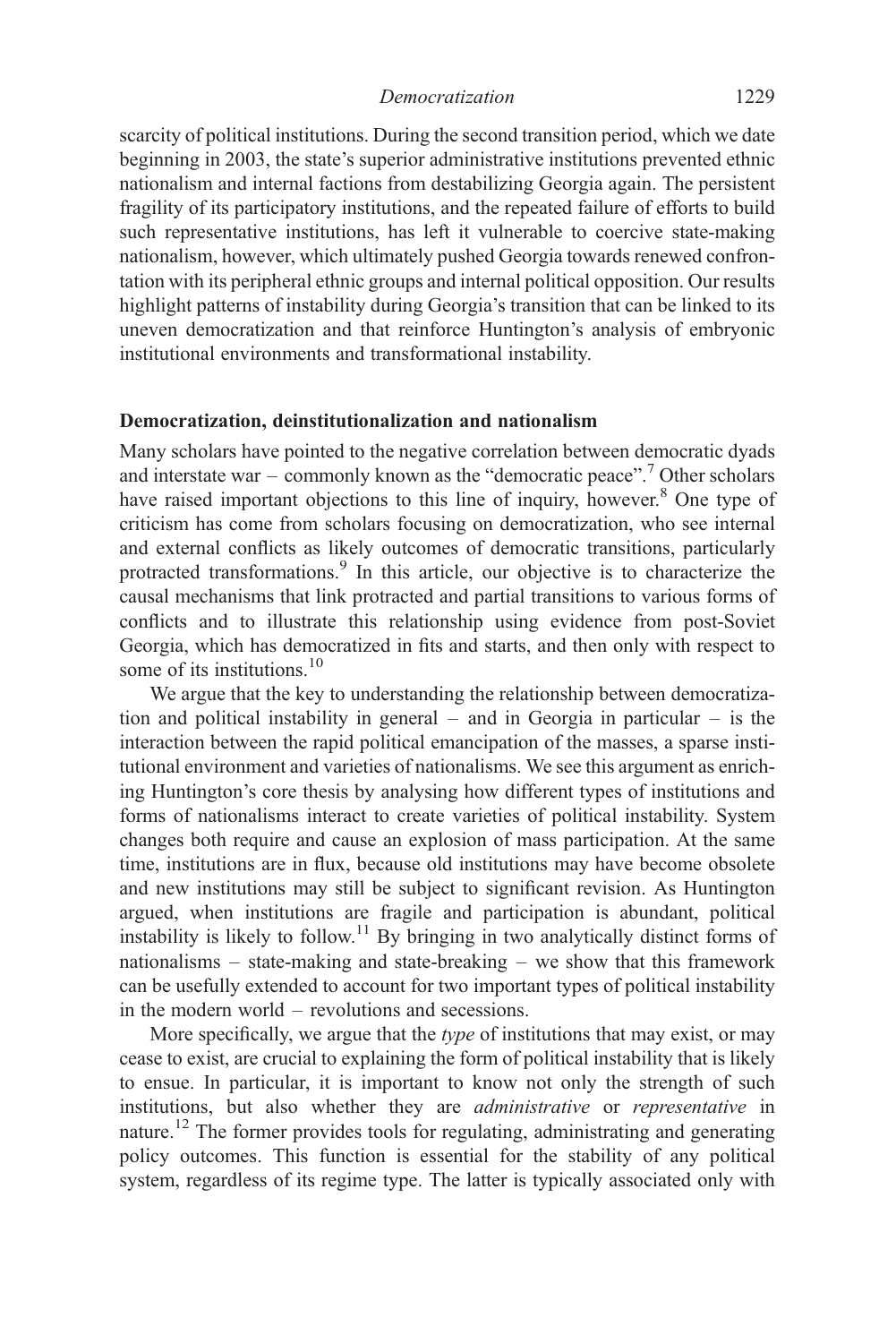scarcity of political institutions. During the second transition period, which we date beginning in 2003, the state's superior administrative institutions prevented ethnic nationalism and internal factions from destabilizing Georgia again. The persistent fragility of its participatory institutions, and the repeated failure of efforts to build such representative institutions, has left it vulnerable to coercive state-making nationalism, however, which ultimately pushed Georgia towards renewed confrontation with its peripheral ethnic groups and internal political opposition. Our results highlight patterns of instability during Georgia's transition that can be linked to its uneven democratization and that reinforce Huntington's analysis of embryonic institutional environments and transformational instability.

## Democratization, deinstitutionalization and nationalism

Many scholars have pointed to the negative correlation between democratic dyads and interstate war – commonly known as the "democratic peace".[7] Other scholars have raised important objections to this line of inquiry, however.[8] One type of criticism has come from scholars focusing on democratization, who see internal and external conflicts as likely outcomes of democratic transitions, particularly protracted transformations.[9] In this article, our objective is to characterize the causal mechanisms that link protracted and partial transitions to various forms of conflicts and to illustrate this relationship using evidence from post-Soviet Georgia, which has democratized in fits and starts, and then only with respect to some of its institutions.[10]

We argue that the key to understanding the relationship between democratization and political instability in general – and in Georgia in particular – is the interaction between the rapid political emancipation of the masses, a sparse institutional environment and varieties of nationalisms. We see this argument as enriching Huntington's core thesis by analysing how different types of institutions and forms of nationalisms interact to create varieties of political instability. System changes both require and cause an explosion of mass participation. At the same time, institutions are in flux, because old institutions may have become obsolete and new institutions may still be subject to significant revision. As Huntington argued, when institutions are fragile and participation is abundant, political instability is likely to follow.[11] By bringing in two analytically distinct forms of nationalisms – state-making and state-breaking – we show that this framework can be usefully extended to account for two important types of political instability in the modern world – revolutions and secessions.

More specifically, we argue that the *type* of institutions that may exist, or may cease to exist, are crucial to explaining the form of political instability that is likely to ensue. In particular, it is important to know not only the strength of such institutions, but also whether they are *administrative* or *representative* in nature.[12] The former provides tools for regulating, administrating and generating policy outcomes. This function is essential for the stability of any political system, regardless of its regime type. The latter is typically associated only with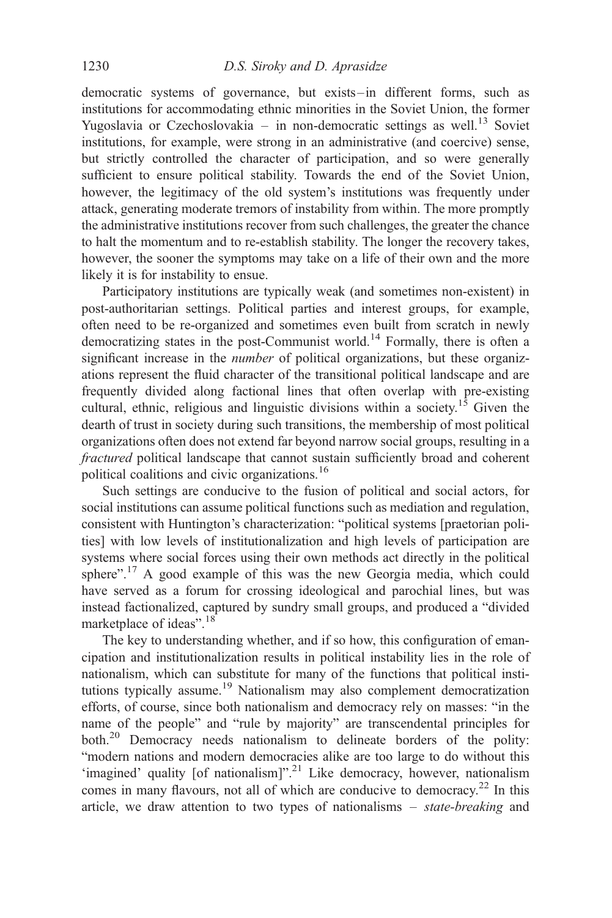democratic systems of governance, but exists – in different forms, such as institutions for accommodating ethnic minorities in the Soviet Union, the former Yugoslavia or Czechoslovakia – in non-democratic settings as well.[13] Soviet institutions, for example, were strong in an administrative (and coercive) sense, but strictly controlled the character of participation, and so were generally sufficient to ensure political stability. Towards the end of the Soviet Union, however, the legitimacy of the old system's institutions was frequently under attack, generating moderate tremors of instability from within. The more promptly the administrative institutions recover from such challenges, the greater the chance to halt the momentum and to re-establish stability. The longer the recovery takes, however, the sooner the symptoms may take on a life of their own and the more likely it is for instability to ensue.

Participatory institutions are typically weak (and sometimes non-existent) in post-authoritarian settings. Political parties and interest groups, for example, often need to be re-organized and sometimes even built from scratch in newly democratizing states in the post-Communist world.[14] Formally, there is often a significant increase in the *number* of political organizations, but these organizations represent the fluid character of the transitional political landscape and are frequently divided along factional lines that often overlap with pre-existing cultural, ethnic, religious and linguistic divisions within a society.[15] Given the dearth of trust in society during such transitions, the membership of most political organizations often does not extend far beyond narrow social groups, resulting in a *fractured* political landscape that cannot sustain sufficiently broad and coherent political coalitions and civic organizations.[16]

Such settings are conducive to the fusion of political and social actors, for social institutions can assume political functions such as mediation and regulation, consistent with Huntington's characterization: "political systems [praetorian polities] with low levels of institutionalization and high levels of participation are systems where social forces using their own methods act directly in the political sphere".[17] A good example of this was the new Georgia media, which could have served as a forum for crossing ideological and parochial lines, but was instead factionalized, captured by sundry small groups, and produced a "divided marketplace of ideas".[18]

The key to understanding whether, and if so how, this configuration of emancipation and institutionalization results in political instability lies in the role of nationalism, which can substitute for many of the functions that political institutions typically assume.[19] Nationalism may also complement democratization efforts, of course, since both nationalism and democracy rely on masses: "in the name of the people" and "rule by majority" are transcendental principles for both.[20] Democracy needs nationalism to delineate borders of the polity: "modern nations and modern democracies alike are too large to do without this 'imagined' quality [of nationalism]".[21] Like democracy, however, nationalism comes in many flavours, not all of which are conducive to democracy.[22] In this article, we draw attention to two types of nationalisms – *state-breaking* and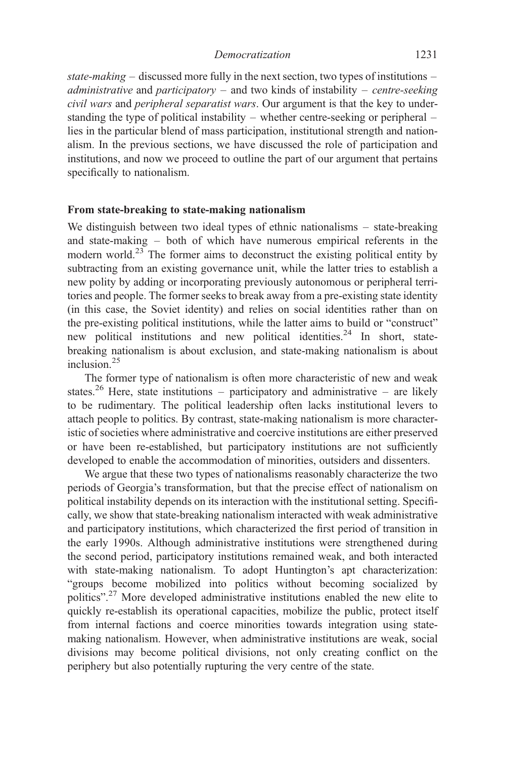*state-making* – discussed more fully in the next section, two types of institutions – *administrative* and *participatory* – and two kinds of instability – *centre-seeking civil wars* and *peripheral separatist wars*. Our argument is that the key to understanding the type of political instability – whether centre-seeking or peripheral – lies in the particular blend of mass participation, institutional strength and nationalism. In the previous sections, we have discussed the role of participation and institutions, and now we proceed to outline the part of our argument that pertains specifically to nationalism.

### From state-breaking to state-making nationalism

We distinguish between two ideal types of ethnic nationalisms – state-breaking and state-making – both of which have numerous empirical referents in the modern world.[23] The former aims to deconstruct the existing political entity by subtracting from an existing governance unit, while the latter tries to establish a new polity by adding or incorporating previously autonomous or peripheral territories and people. The former seeks to break away from a pre-existing state identity (in this case, the Soviet identity) and relies on social identities rather than on the pre-existing political institutions, while the latter aims to build or "construct" new political institutions and new political identities.[24] In short, state-breaking nationalism is about exclusion, and state-making nationalism is about inclusion.[25]

The former type of nationalism is often more characteristic of new and weak states.[26] Here, state institutions – participatory and administrative – are likely to be rudimentary. The political leadership often lacks institutional levers to attach people to politics. By contrast, state-making nationalism is more characteristic of societies where administrative and coercive institutions are either preserved or have been re-established, but participatory institutions are not sufficiently developed to enable the accommodation of minorities, outsiders and dissenters.

We argue that these two types of nationalisms reasonably characterize the two periods of Georgia's transformation, but that the precise effect of nationalism on political instability depends on its interaction with the institutional setting. Specifically, we show that state-breaking nationalism interacted with weak administrative and participatory institutions, which characterized the first period of transition in the early 1990s. Although administrative institutions were strengthened during the second period, participatory institutions remained weak, and both interacted with state-making nationalism. To adopt Huntington's apt characterization: "groups become mobilized into politics without becoming socialized by politics".[27] More developed administrative institutions enabled the new elite to quickly re-establish its operational capacities, mobilize the public, protect itself from internal factions and coerce minorities towards integration using state-making nationalism. However, when administrative institutions are weak, social divisions may become political divisions, not only creating conflict on the periphery but also potentially rupturing the very centre of the state.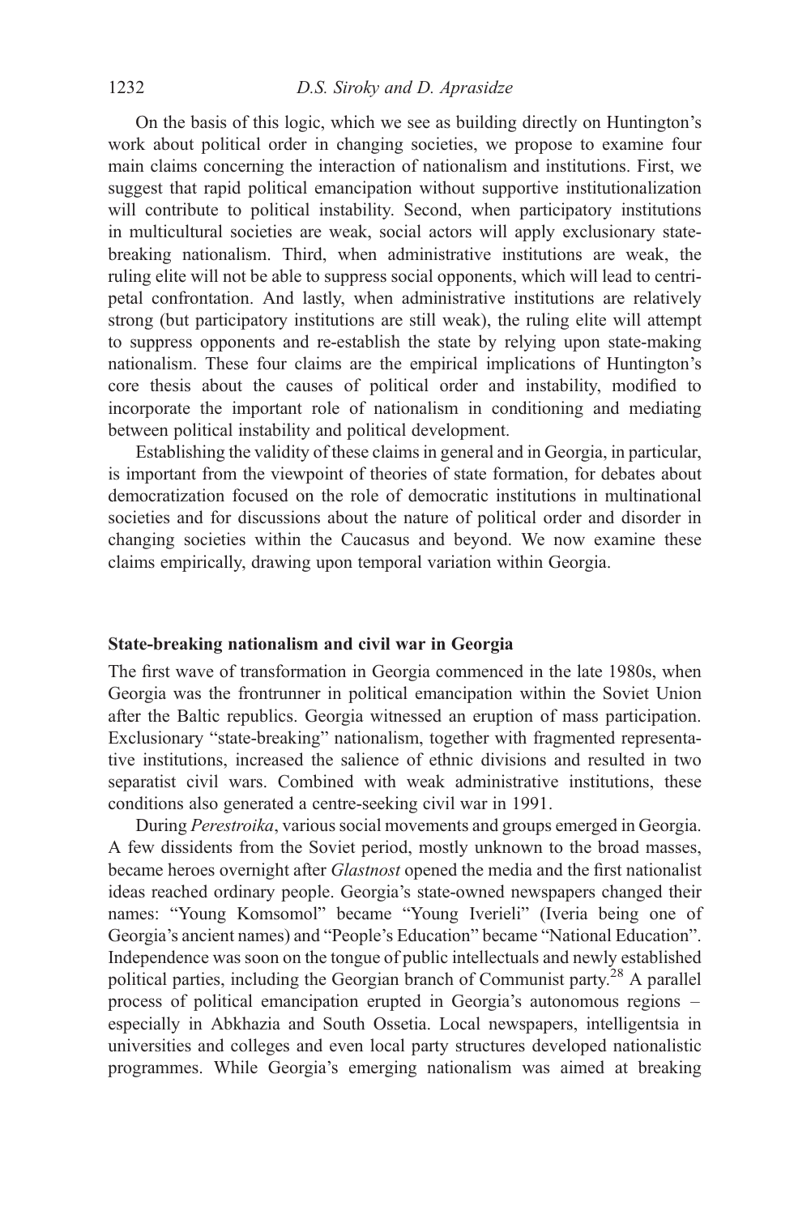On the basis of this logic, which we see as building directly on Huntington's work about political order in changing societies, we propose to examine four main claims concerning the interaction of nationalism and institutions. First, we suggest that rapid political emancipation without supportive institutionalization will contribute to political instability. Second, when participatory institutions in multicultural societies are weak, social actors will apply exclusionary state-breaking nationalism. Third, when administrative institutions are weak, the ruling elite will not be able to suppress social opponents, which will lead to centripetal confrontation. And lastly, when administrative institutions are relatively strong (but participatory institutions are still weak), the ruling elite will attempt to suppress opponents and re-establish the state by relying upon state-making nationalism. These four claims are the empirical implications of Huntington's core thesis about the causes of political order and instability, modified to incorporate the important role of nationalism in conditioning and mediating between political instability and political development.

Establishing the validity of these claims in general and in Georgia, in particular, is important from the viewpoint of theories of state formation, for debates about democratization focused on the role of democratic institutions in multinational societies and for discussions about the nature of political order and disorder in changing societies within the Caucasus and beyond. We now examine these claims empirically, drawing upon temporal variation within Georgia.

## State-breaking nationalism and civil war in Georgia

The first wave of transformation in Georgia commenced in the late 1980s, when Georgia was the frontrunner in political emancipation within the Soviet Union after the Baltic republics. Georgia witnessed an eruption of mass participation. Exclusionary "state-breaking" nationalism, together with fragmented representative institutions, increased the salience of ethnic divisions and resulted in two separatist civil wars. Combined with weak administrative institutions, these conditions also generated a centre-seeking civil war in 1991.

During *Perestroika*, various social movements and groups emerged in Georgia. A few dissidents from the Soviet period, mostly unknown to the broad masses, became heroes overnight after *Glastnost* opened the media and the first nationalist ideas reached ordinary people. Georgia's state-owned newspapers changed their names: "Young Komsomol" became "Young Iverieli" (Iveria being one of Georgia's ancient names) and "People's Education" became "National Education". Independence was soon on the tongue of public intellectuals and newly established political parties, including the Georgian branch of Communist party.[28] A parallel process of political emancipation erupted in Georgia's autonomous regions – especially in Abkhazia and South Ossetia. Local newspapers, intelligentsia in universities and colleges and even local party structures developed nationalistic programmes. While Georgia's emerging nationalism was aimed at breaking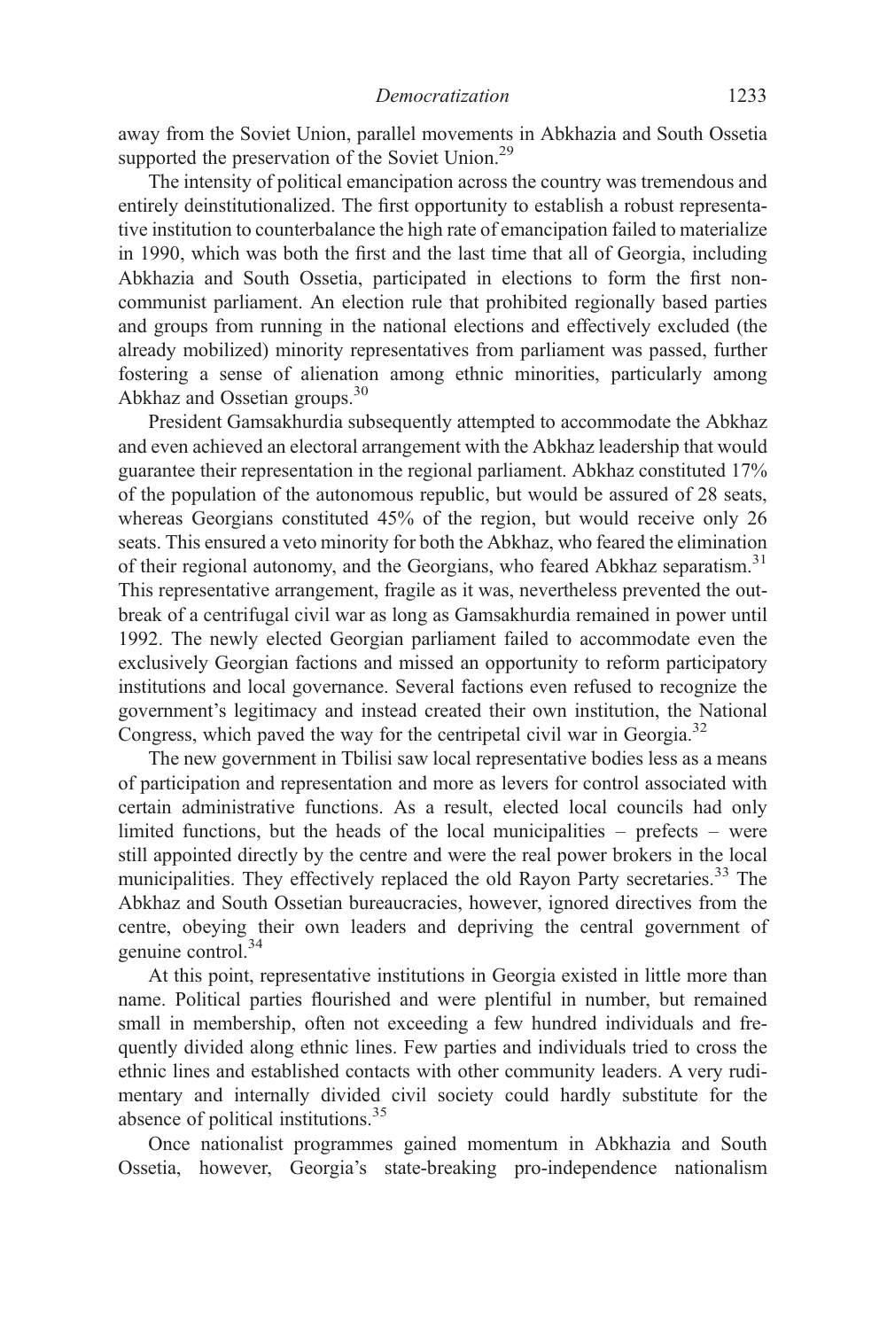away from the Soviet Union, parallel movements in Abkhazia and South Ossetia supported the preservation of the Soviet Union.[29]

The intensity of political emancipation across the country was tremendous and entirely deinstitutionalized. The first opportunity to establish a robust representative institution to counterbalance the high rate of emancipation failed to materialize in 1990, which was both the first and the last time that all of Georgia, including Abkhazia and South Ossetia, participated in elections to form the first non-communist parliament. An election rule that prohibited regionally based parties and groups from running in the national elections and effectively excluded (the already mobilized) minority representatives from parliament was passed, further fostering a sense of alienation among ethnic minorities, particularly among Abkhaz and Ossetian groups.[30]

President Gamsakhurdia subsequently attempted to accommodate the Abkhaz and even achieved an electoral arrangement with the Abkhaz leadership that would guarantee their representation in the regional parliament. Abkhaz constituted 17% of the population of the autonomous republic, but would be assured of 28 seats, whereas Georgians constituted 45% of the region, but would receive only 26 seats. This ensured a veto minority for both the Abkhaz, who feared the elimination of their regional autonomy, and the Georgians, who feared Abkhaz separatism.[31] This representative arrangement, fragile as it was, nevertheless prevented the outbreak of a centrifugal civil war as long as Gamsakhurdia remained in power until 1992. The newly elected Georgian parliament failed to accommodate even the exclusively Georgian factions and missed an opportunity to reform participatory institutions and local governance. Several factions even refused to recognize the government's legitimacy and instead created their own institution, the National Congress, which paved the way for the centripetal civil war in Georgia.[32]

The new government in Tbilisi saw local representative bodies less as a means of participation and representation and more as levers for control associated with certain administrative functions. As a result, elected local councils had only limited functions, but the heads of the local municipalities – prefects – were still appointed directly by the centre and were the real power brokers in the local municipalities. They effectively replaced the old Rayon Party secretaries.[33] The Abkhaz and South Ossetian bureaucracies, however, ignored directives from the centre, obeying their own leaders and depriving the central government of genuine control.[34]

At this point, representative institutions in Georgia existed in little more than name. Political parties flourished and were plentiful in number, but remained small in membership, often not exceeding a few hundred individuals and frequently divided along ethnic lines. Few parties and individuals tried to cross the ethnic lines and established contacts with other community leaders. A very rudimentary and internally divided civil society could hardly substitute for the absence of political institutions.[35]

Once nationalist programmes gained momentum in Abkhazia and South Ossetia, however, Georgia's state-breaking pro-independence nationalism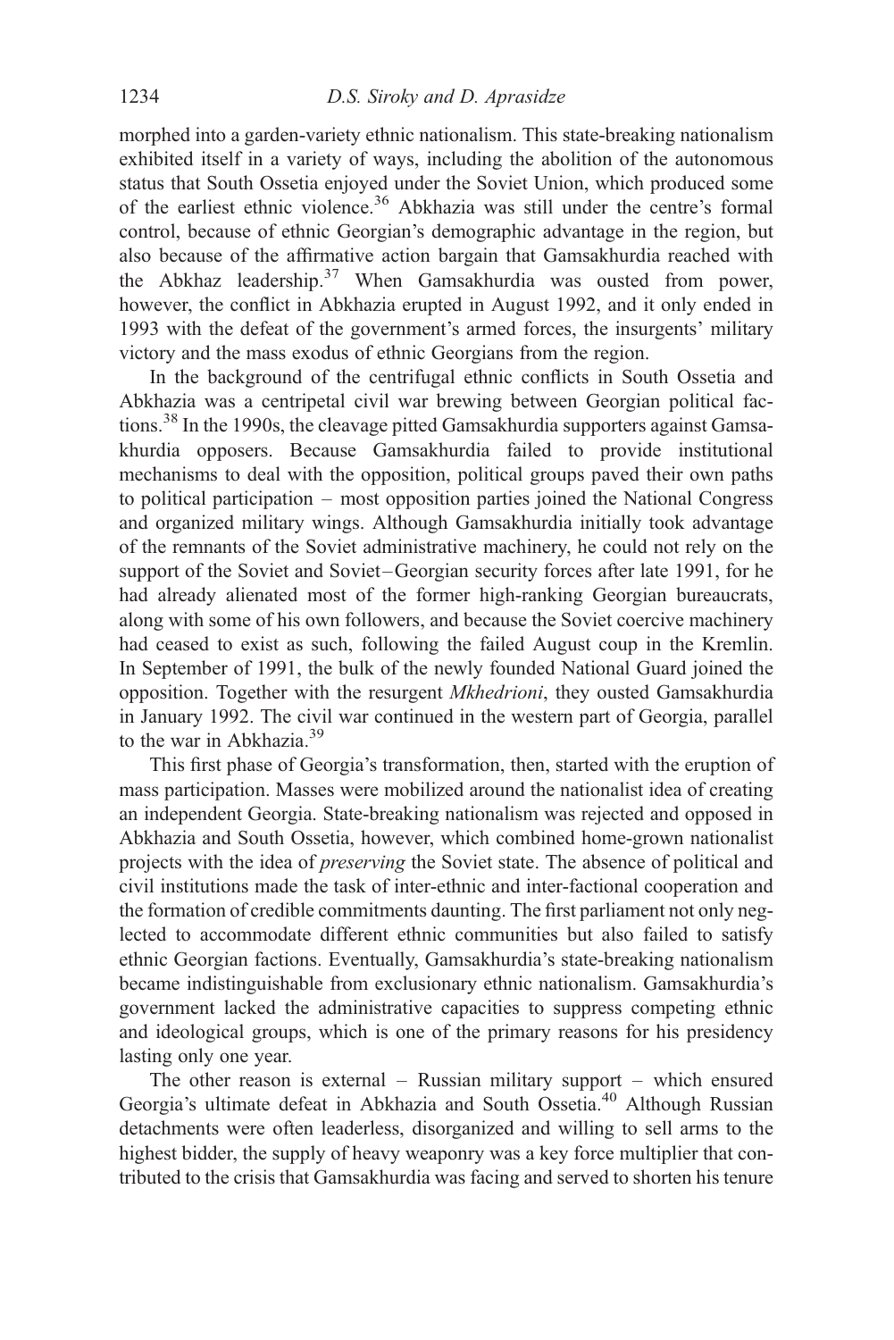morphed into a garden-variety ethnic nationalism. This state-breaking nationalism exhibited itself in a variety of ways, including the abolition of the autonomous status that South Ossetia enjoyed under the Soviet Union, which produced some of the earliest ethnic violence.[36] Abkhazia was still under the centre's formal control, because of ethnic Georgian's demographic advantage in the region, but also because of the affirmative action bargain that Gamsakhurdia reached with the Abkhaz leadership.[37] When Gamsakhurdia was ousted from power, however, the conflict in Abkhazia erupted in August 1992, and it only ended in 1993 with the defeat of the government's armed forces, the insurgents' military victory and the mass exodus of ethnic Georgians from the region.

In the background of the centrifugal ethnic conflicts in South Ossetia and Abkhazia was a centripetal civil war brewing between Georgian political factions.[38] In the 1990s, the cleavage pitted Gamsakhurdia supporters against Gamsakhurdia opposers. Because Gamsakhurdia failed to provide institutional mechanisms to deal with the opposition, political groups paved their own paths to political participation – most opposition parties joined the National Congress and organized military wings. Although Gamsakhurdia initially took advantage of the remnants of the Soviet administrative machinery, he could not rely on the support of the Soviet and Soviet–Georgian security forces after late 1991, for he had already alienated most of the former high-ranking Georgian bureaucrats, along with some of his own followers, and because the Soviet coercive machinery had ceased to exist as such, following the failed August coup in the Kremlin. In September of 1991, the bulk of the newly founded National Guard joined the opposition. Together with the resurgent *Mkhedrioni*, they ousted Gamsakhurdia in January 1992. The civil war continued in the western part of Georgia, parallel to the war in Abkhazia.[39]

This first phase of Georgia's transformation, then, started with the eruption of mass participation. Masses were mobilized around the nationalist idea of creating an independent Georgia. State-breaking nationalism was rejected and opposed in Abkhazia and South Ossetia, however, which combined home-grown nationalist projects with the idea of *preserving* the Soviet state. The absence of political and civil institutions made the task of inter-ethnic and inter-factional cooperation and the formation of credible commitments daunting. The first parliament not only neglected to accommodate different ethnic communities but also failed to satisfy ethnic Georgian factions. Eventually, Gamsakhurdia's state-breaking nationalism became indistinguishable from exclusionary ethnic nationalism. Gamsakhurdia's government lacked the administrative capacities to suppress competing ethnic and ideological groups, which is one of the primary reasons for his presidency lasting only one year.

The other reason is external – Russian military support – which ensured Georgia's ultimate defeat in Abkhazia and South Ossetia.[40] Although Russian detachments were often leaderless, disorganized and willing to sell arms to the highest bidder, the supply of heavy weaponry was a key force multiplier that contributed to the crisis that Gamsakhurdia was facing and served to shorten his tenure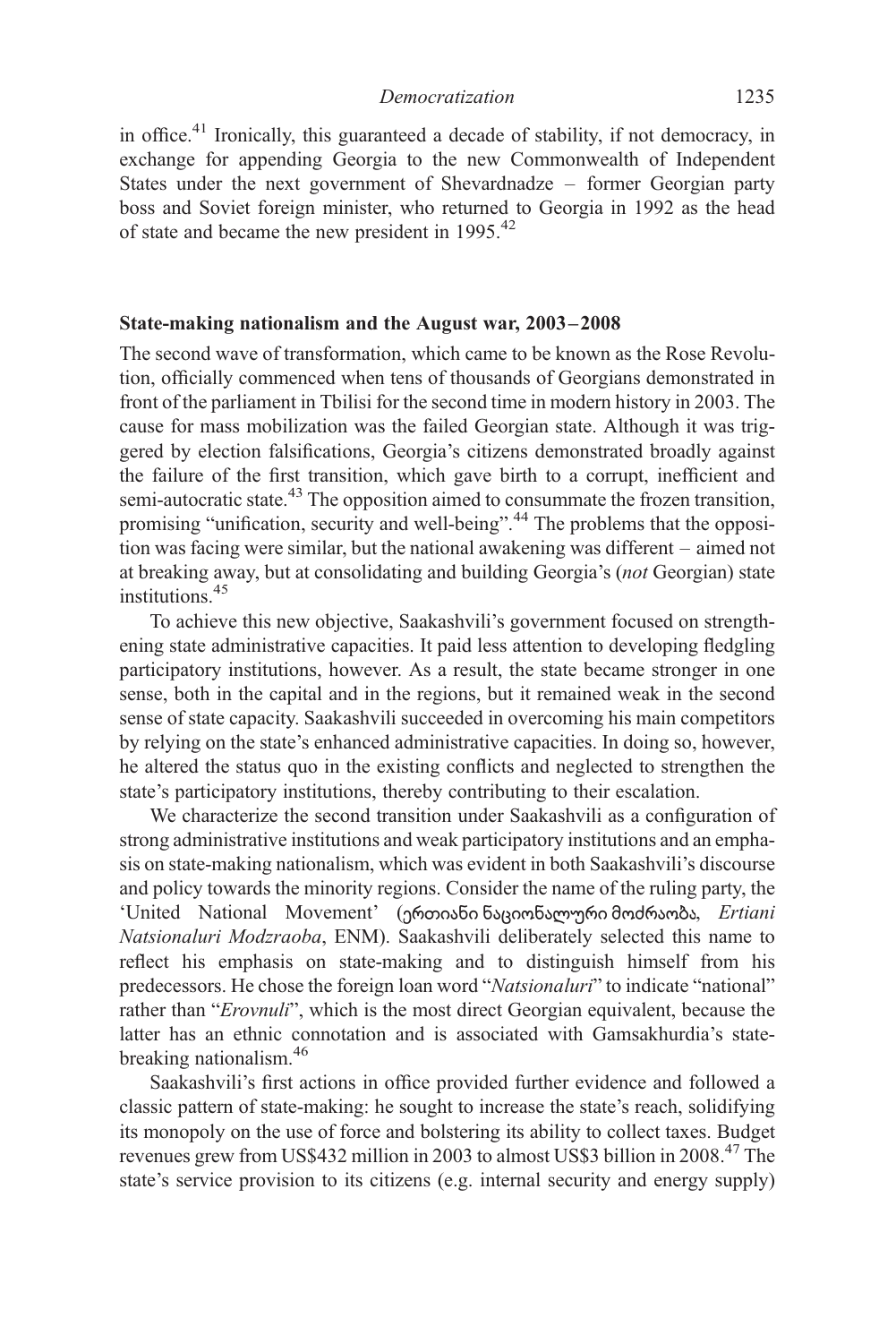in office.[41] Ironically, this guaranteed a decade of stability, if not democracy, in exchange for appending Georgia to the new Commonwealth of Independent States under the next government of Shevardnadze – former Georgian party boss and Soviet foreign minister, who returned to Georgia in 1992 as the head of state and became the new president in 1995.[42]

## State-making nationalism and the August war, 2003–2008

The second wave of transformation, which came to be known as the Rose Revolution, officially commenced when tens of thousands of Georgians demonstrated in front of the parliament in Tbilisi for the second time in modern history in 2003. The cause for mass mobilization was the failed Georgian state. Although it was triggered by election falsifications, Georgia's citizens demonstrated broadly against the failure of the first transition, which gave birth to a corrupt, inefficient and semi-autocratic state.[43] The opposition aimed to consummate the frozen transition, promising "unification, security and well-being".[44] The problems that the opposition was facing were similar, but the national awakening was different – aimed not at breaking away, but at consolidating and building Georgia's (*not* Georgian) state institutions.[45]

To achieve this new objective, Saakashvili's government focused on strengthening state administrative capacities. It paid less attention to developing fledgling participatory institutions, however. As a result, the state became stronger in one sense, both in the capital and in the regions, but it remained weak in the second sense of state capacity. Saakashvili succeeded in overcoming his main competitors by relying on the state's enhanced administrative capacities. In doing so, however, he altered the status quo in the existing conflicts and neglected to strengthen the state's participatory institutions, thereby contributing to their escalation.

We characterize the second transition under Saakashvili as a configuration of strong administrative institutions and weak participatory institutions and an emphasis on state-making nationalism, which was evident in both Saakashvili's discourse and policy towards the minority regions. Consider the name of the ruling party, the 'United National Movement' (ერთიანი ნაციონალური მოძრაობა, *Ertiani Natsionaluri Modzraoba*, ENM). Saakashvili deliberately selected this name to reflect his emphasis on state-making and to distinguish himself from his predecessors. He chose the foreign loan word "*Natsionaluri*" to indicate "national" rather than "*Erovnuli*", which is the most direct Georgian equivalent, because the latter has an ethnic connotation and is associated with Gamsakhurdia's state-breaking nationalism.[46]

Saakashvili's first actions in office provided further evidence and followed a classic pattern of state-making: he sought to increase the state's reach, solidifying its monopoly on the use of force and bolstering its ability to collect taxes. Budget revenues grew from US$432 million in 2003 to almost US$3 billion in 2008.[47] The state's service provision to its citizens (e.g. internal security and energy supply)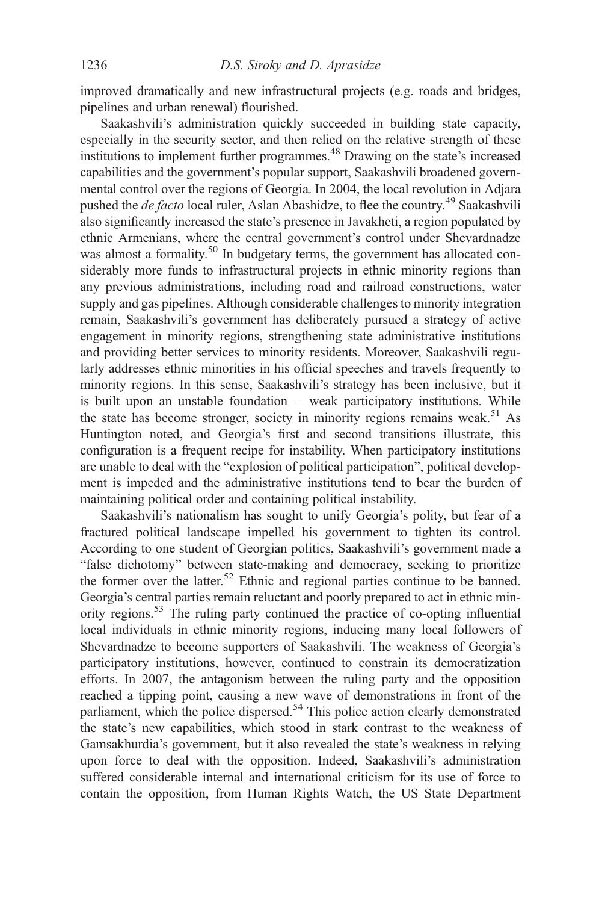improved dramatically and new infrastructural projects (e.g. roads and bridges, pipelines and urban renewal) flourished.

Saakashvili's administration quickly succeeded in building state capacity, especially in the security sector, and then relied on the relative strength of these institutions to implement further programmes.[48] Drawing on the state's increased capabilities and the government's popular support, Saakashvili broadened governmental control over the regions of Georgia. In 2004, the local revolution in Adjara pushed the *de facto* local ruler, Aslan Abashidze, to flee the country.[49] Saakashvili also significantly increased the state's presence in Javakheti, a region populated by ethnic Armenians, where the central government's control under Shevardnadze was almost a formality.[50] In budgetary terms, the government has allocated considerably more funds to infrastructural projects in ethnic minority regions than any previous administrations, including road and railroad constructions, water supply and gas pipelines. Although considerable challenges to minority integration remain, Saakashvili's government has deliberately pursued a strategy of active engagement in minority regions, strengthening state administrative institutions and providing better services to minority residents. Moreover, Saakashvili regularly addresses ethnic minorities in his official speeches and travels frequently to minority regions. In this sense, Saakashvili's strategy has been inclusive, but it is built upon an unstable foundation – weak participatory institutions. While the state has become stronger, society in minority regions remains weak.[51] As Huntington noted, and Georgia's first and second transitions illustrate, this configuration is a frequent recipe for instability. When participatory institutions are unable to deal with the "explosion of political participation", political development is impeded and the administrative institutions tend to bear the burden of maintaining political order and containing political instability.

Saakashvili's nationalism has sought to unify Georgia's polity, but fear of a fractured political landscape impelled his government to tighten its control. According to one student of Georgian politics, Saakashvili's government made a "false dichotomy" between state-making and democracy, seeking to prioritize the former over the latter.[52] Ethnic and regional parties continue to be banned. Georgia's central parties remain reluctant and poorly prepared to act in ethnic minority regions.[53] The ruling party continued the practice of co-opting influential local individuals in ethnic minority regions, inducing many local followers of Shevardnadze to become supporters of Saakashvili. The weakness of Georgia's participatory institutions, however, continued to constrain its democratization efforts. In 2007, the antagonism between the ruling party and the opposition reached a tipping point, causing a new wave of demonstrations in front of the parliament, which the police dispersed.[54] This police action clearly demonstrated the state's new capabilities, which stood in stark contrast to the weakness of Gamsakhurdia's government, but it also revealed the state's weakness in relying upon force to deal with the opposition. Indeed, Saakashvili's administration suffered considerable internal and international criticism for its use of force to contain the opposition, from Human Rights Watch, the US State Department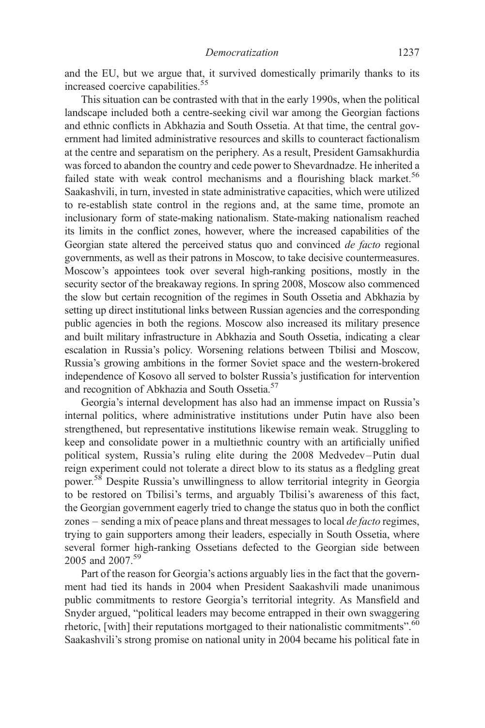and the EU, but we argue that, it survived domestically primarily thanks to its increased coercive capabilities.[55]

This situation can be contrasted with that in the early 1990s, when the political landscape included both a centre-seeking civil war among the Georgian factions and ethnic conflicts in Abkhazia and South Ossetia. At that time, the central government had limited administrative resources and skills to counteract factionalism at the centre and separatism on the periphery. As a result, President Gamsakhurdia was forced to abandon the country and cede power to Shevardnadze. He inherited a failed state with weak control mechanisms and a flourishing black market.[56] Saakashvili, in turn, invested in state administrative capacities, which were utilized to re-establish state control in the regions and, at the same time, promote an inclusionary form of state-making nationalism. State-making nationalism reached its limits in the conflict zones, however, where the increased capabilities of the Georgian state altered the perceived status quo and convinced *de facto* regional governments, as well as their patrons in Moscow, to take decisive countermeasures. Moscow's appointees took over several high-ranking positions, mostly in the security sector of the breakaway regions. In spring 2008, Moscow also commenced the slow but certain recognition of the regimes in South Ossetia and Abkhazia by setting up direct institutional links between Russian agencies and the corresponding public agencies in both the regions. Moscow also increased its military presence and built military infrastructure in Abkhazia and South Ossetia, indicating a clear escalation in Russia's policy. Worsening relations between Tbilisi and Moscow, Russia's growing ambitions in the former Soviet space and the western-brokered independence of Kosovo all served to bolster Russia's justification for intervention and recognition of Abkhazia and South Ossetia.[57]

Georgia's internal development has also had an immense impact on Russia's internal politics, where administrative institutions under Putin have also been strengthened, but representative institutions likewise remain weak. Struggling to keep and consolidate power in a multiethnic country with an artificially unified political system, Russia's ruling elite during the 2008 Medvedev–Putin dual reign experiment could not tolerate a direct blow to its status as a fledgling great power.[58] Despite Russia's unwillingness to allow territorial integrity in Georgia to be restored on Tbilisi's terms, and arguably Tbilisi's awareness of this fact, the Georgian government eagerly tried to change the status quo in both the conflict zones – sending a mix of peace plans and threat messages to local *de facto* regimes, trying to gain supporters among their leaders, especially in South Ossetia, where several former high-ranking Ossetians defected to the Georgian side between 2005 and 2007.[59]

Part of the reason for Georgia's actions arguably lies in the fact that the government had tied its hands in 2004 when President Saakashvili made unanimous public commitments to restore Georgia's territorial integrity. As Mansfield and Snyder argued, "political leaders may become entrapped in their own swaggering rhetoric, [with] their reputations mortgaged to their nationalistic commitments".[60] Saakashvili's strong promise on national unity in 2004 became his political fate in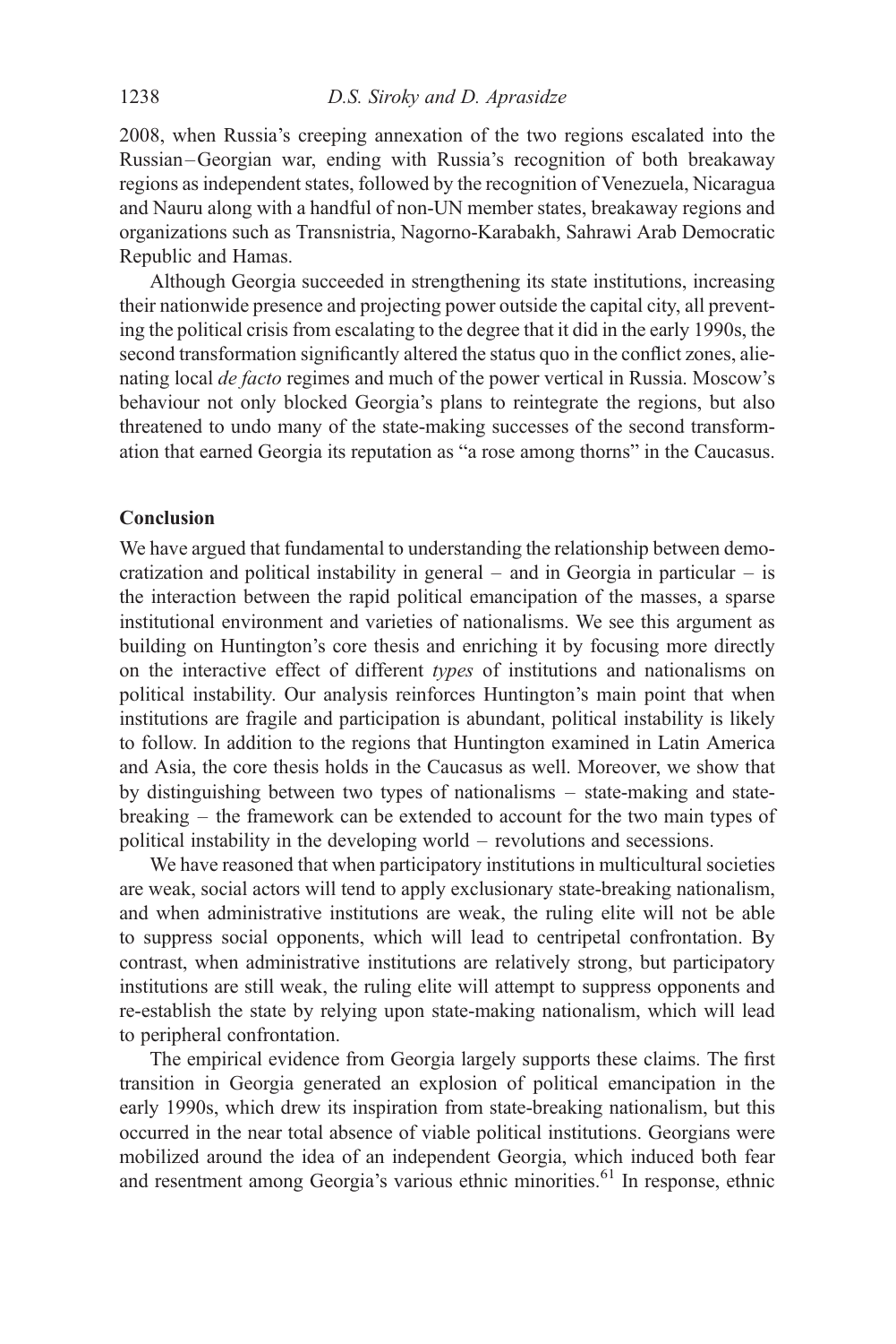2008, when Russia's creeping annexation of the two regions escalated into the Russian–Georgian war, ending with Russia's recognition of both breakaway regions as independent states, followed by the recognition of Venezuela, Nicaragua and Nauru along with a handful of non-UN member states, breakaway regions and organizations such as Transnistria, Nagorno-Karabakh, Sahrawi Arab Democratic Republic and Hamas.

Although Georgia succeeded in strengthening its state institutions, increasing their nationwide presence and projecting power outside the capital city, all preventing the political crisis from escalating to the degree that it did in the early 1990s, the second transformation significantly altered the status quo in the conflict zones, alienating local *de facto* regimes and much of the power vertical in Russia. Moscow's behaviour not only blocked Georgia's plans to reintegrate the regions, but also threatened to undo many of the state-making successes of the second transformation that earned Georgia its reputation as "a rose among thorns" in the Caucasus.

## Conclusion

We have argued that fundamental to understanding the relationship between democratization and political instability in general – and in Georgia in particular – is the interaction between the rapid political emancipation of the masses, a sparse institutional environment and varieties of nationalisms. We see this argument as building on Huntington's core thesis and enriching it by focusing more directly on the interactive effect of different *types* of institutions and nationalisms on political instability. Our analysis reinforces Huntington's main point that when institutions are fragile and participation is abundant, political instability is likely to follow. In addition to the regions that Huntington examined in Latin America and Asia, the core thesis holds in the Caucasus as well. Moreover, we show that by distinguishing between two types of nationalisms – state-making and state-breaking – the framework can be extended to account for the two main types of political instability in the developing world – revolutions and secessions.

We have reasoned that when participatory institutions in multicultural societies are weak, social actors will tend to apply exclusionary state-breaking nationalism, and when administrative institutions are weak, the ruling elite will not be able to suppress social opponents, which will lead to centripetal confrontation. By contrast, when administrative institutions are relatively strong, but participatory institutions are still weak, the ruling elite will attempt to suppress opponents and re-establish the state by relying upon state-making nationalism, which will lead to peripheral confrontation.

The empirical evidence from Georgia largely supports these claims. The first transition in Georgia generated an explosion of political emancipation in the early 1990s, which drew its inspiration from state-breaking nationalism, but this occurred in the near total absence of viable political institutions. Georgians were mobilized around the idea of an independent Georgia, which induced both fear and resentment among Georgia's various ethnic minorities.[61] In response, ethnic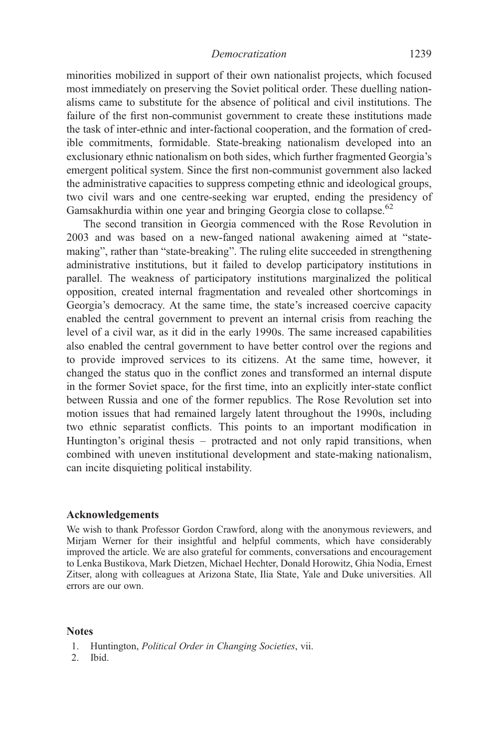minorities mobilized in support of their own nationalist projects, which focused most immediately on preserving the Soviet political order. These duelling nationalisms came to substitute for the absence of political and civil institutions. The failure of the first non-communist government to create these institutions made the task of inter-ethnic and inter-factional cooperation, and the formation of credible commitments, formidable. State-breaking nationalism developed into an exclusionary ethnic nationalism on both sides, which further fragmented Georgia's emergent political system. Since the first non-communist government also lacked the administrative capacities to suppress competing ethnic and ideological groups, two civil wars and one centre-seeking war erupted, ending the presidency of Gamsakhurdia within one year and bringing Georgia close to collapse.[62]

The second transition in Georgia commenced with the Rose Revolution in 2003 and was based on a new-fanged national awakening aimed at "state-making", rather than "state-breaking". The ruling elite succeeded in strengthening administrative institutions, but it failed to develop participatory institutions in parallel. The weakness of participatory institutions marginalized the political opposition, created internal fragmentation and revealed other shortcomings in Georgia's democracy. At the same time, the state's increased coercive capacity enabled the central government to prevent an internal crisis from reaching the level of a civil war, as it did in the early 1990s. The same increased capabilities also enabled the central government to have better control over the regions and to provide improved services to its citizens. At the same time, however, it changed the status quo in the conflict zones and transformed an internal dispute in the former Soviet space, for the first time, into an explicitly inter-state conflict between Russia and one of the former republics. The Rose Revolution set into motion issues that had remained largely latent throughout the 1990s, including two ethnic separatist conflicts. This points to an important modification in Huntington's original thesis – protracted and not only rapid transitions, when combined with uneven institutional development and state-making nationalism, can incite disquieting political instability.

### Acknowledgements

We wish to thank Professor Gordon Crawford, along with the anonymous reviewers, and Mirjam Werner for their insightful and helpful comments, which have considerably improved the article. We are also grateful for comments, conversations and encouragement to Lenka Bustikova, Mark Dietzen, Michael Hechter, Donald Horowitz, Ghia Nodia, Ernest Zitser, along with colleagues at Arizona State, Ilia State, Yale and Duke universities. All errors are our own.

### Notes

1. Huntington, *Political Order in Changing Societies*, vii.
2. Ibid.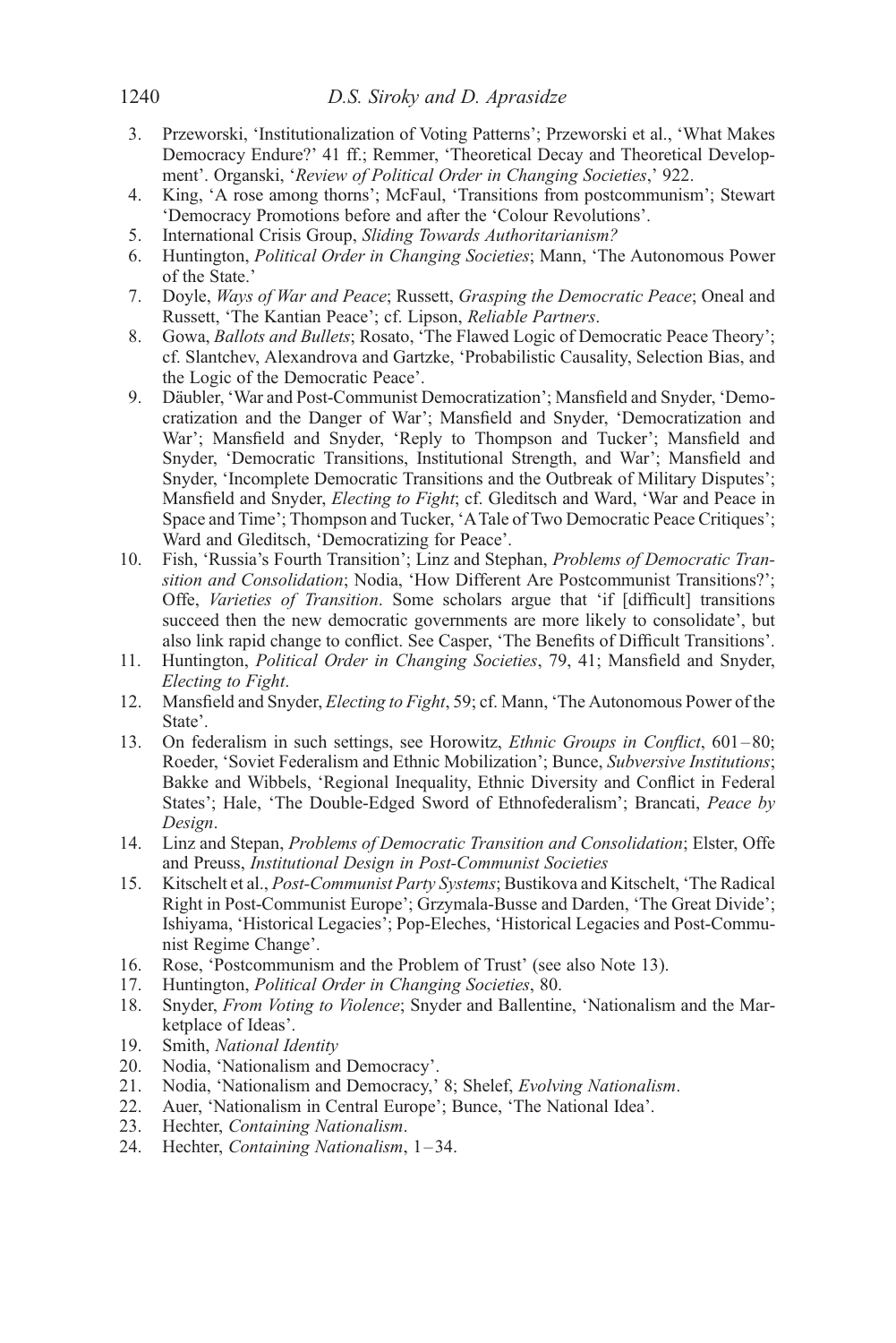3. Przeworski, 'Institutionalization of Voting Patterns'; Przeworski et al., 'What Makes Democracy Endure?' 41 ff.; Remmer, 'Theoretical Decay and Theoretical Development'. Organski, '*Review of Political Order in Changing Societies*,' 922.
4. King, 'A rose among thorns'; McFaul, 'Transitions from postcommunism'; Stewart 'Democracy Promotions before and after the 'Colour Revolutions'.
5. International Crisis Group, *Sliding Towards Authoritarianism?*
6. Huntington, *Political Order in Changing Societies*; Mann, 'The Autonomous Power of the State.'
7. Doyle, *Ways of War and Peace*; Russett, *Grasping the Democratic Peace*; Oneal and Russett, 'The Kantian Peace'; cf. Lipson, *Reliable Partners*.
8. Gowa, *Ballots and Bullets*; Rosato, 'The Flawed Logic of Democratic Peace Theory'; cf. Slantchev, Alexandrova and Gartzke, 'Probabilistic Causality, Selection Bias, and the Logic of the Democratic Peace'.
9. Däubler, 'War and Post-Communist Democratization'; Mansfield and Snyder, 'Democratization and the Danger of War'; Mansfield and Snyder, 'Democratization and War'; Mansfield and Snyder, 'Reply to Thompson and Tucker'; Mansfield and Snyder, 'Democratic Transitions, Institutional Strength, and War'; Mansfield and Snyder, 'Incomplete Democratic Transitions and the Outbreak of Military Disputes'; Mansfield and Snyder, *Electing to Fight*; cf. Gleditsch and Ward, 'War and Peace in Space and Time'; Thompson and Tucker, 'A Tale of Two Democratic Peace Critiques'; Ward and Gleditsch, 'Democratizing for Peace'.
10. Fish, 'Russia's Fourth Transition'; Linz and Stephan, *Problems of Democratic Transition and Consolidation*; Nodia, 'How Different Are Postcommunist Transitions?'; Offe, *Varieties of Transition*. Some scholars argue that 'if [difficult] transitions succeed then the new democratic governments are more likely to consolidate', but also link rapid change to conflict. See Casper, 'The Benefits of Difficult Transitions'.
11. Huntington, *Political Order in Changing Societies*, 79, 41; Mansfield and Snyder, *Electing to Fight*.
12. Mansfield and Snyder, *Electing to Fight*, 59; cf. Mann, 'The Autonomous Power of the State'.
13. On federalism in such settings, see Horowitz, *Ethnic Groups in Conflict*, 601–80; Roeder, 'Soviet Federalism and Ethnic Mobilization'; Bunce, *Subversive Institutions*; Bakke and Wibbels, 'Regional Inequality, Ethnic Diversity and Conflict in Federal States'; Hale, 'The Double-Edged Sword of Ethnofederalism'; Brancati, *Peace by Design*.
14. Linz and Stepan, *Problems of Democratic Transition and Consolidation*; Elster, Offe and Preuss, *Institutional Design in Post-Communist Societies*
15. Kitschelt et al., *Post-Communist Party Systems*; Bustikova and Kitschelt, 'The Radical Right in Post-Communist Europe'; Grzymala-Busse and Darden, 'The Great Divide'; Ishiyama, 'Historical Legacies'; Pop-Eleches, 'Historical Legacies and Post-Communist Regime Change'.
16. Rose, 'Postcommunism and the Problem of Trust' (see also Note 13).
17. Huntington, *Political Order in Changing Societies*, 80.
18. Snyder, *From Voting to Violence*; Snyder and Ballentine, 'Nationalism and the Marketplace of Ideas'.
19. Smith, *National Identity*
20. Nodia, 'Nationalism and Democracy'.
21. Nodia, 'Nationalism and Democracy,' 8; Shelef, *Evolving Nationalism*.
22. Auer, 'Nationalism in Central Europe'; Bunce, 'The National Idea'.
23. Hechter, *Containing Nationalism*.
24. Hechter, *Containing Nationalism*, 1–34.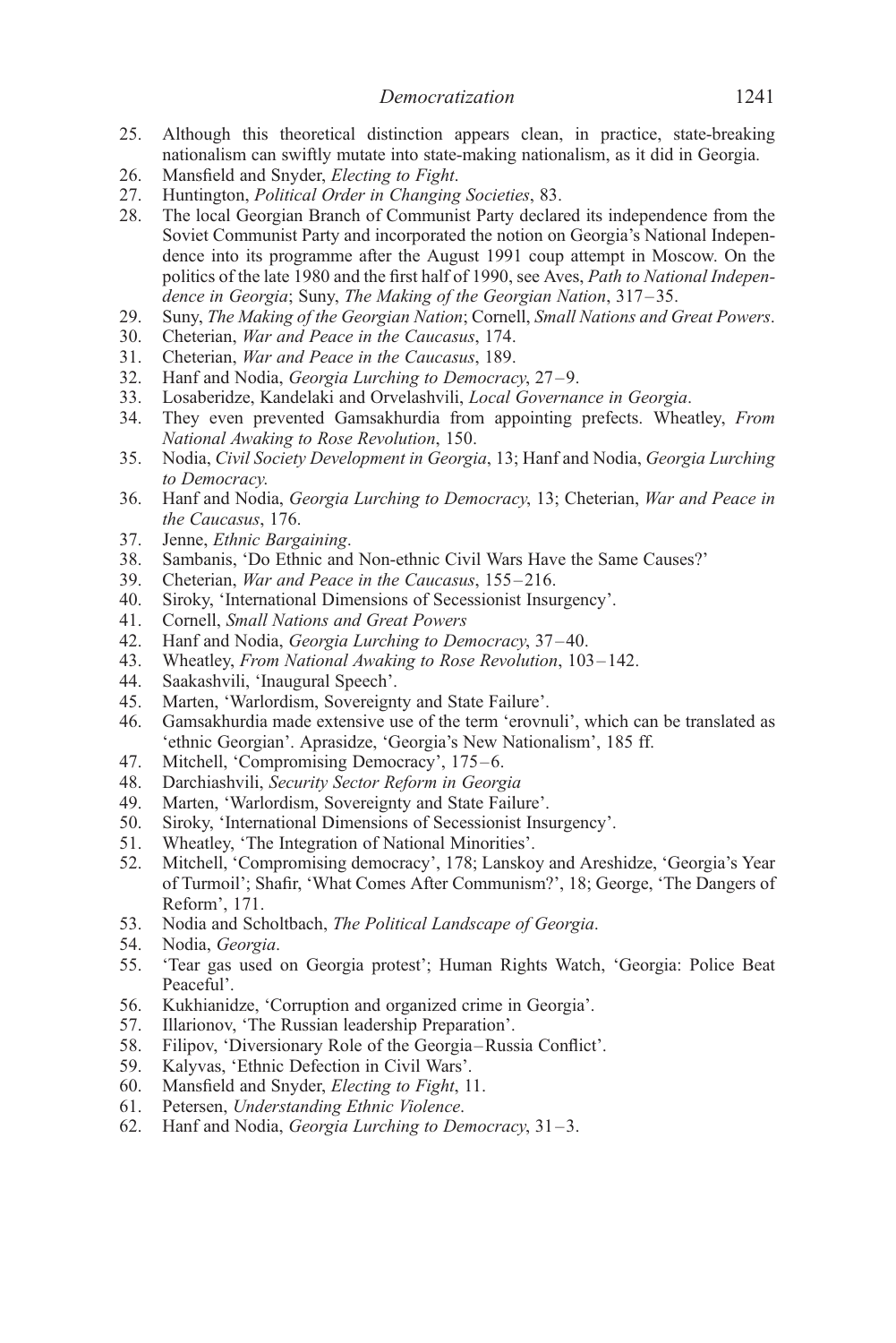25. Although this theoretical distinction appears clean, in practice, state-breaking nationalism can swiftly mutate into state-making nationalism, as it did in Georgia.
26. Mansfield and Snyder, *Electing to Fight*.
27. Huntington, *Political Order in Changing Societies*, 83.
28. The local Georgian Branch of Communist Party declared its independence from the Soviet Communist Party and incorporated the notion on Georgia's National Independence into its programme after the August 1991 coup attempt in Moscow. On the politics of the late 1980 and the first half of 1990, see Aves, *Path to National Independence in Georgia*; Suny, *The Making of the Georgian Nation*, 317–35.
29. Suny, *The Making of the Georgian Nation*; Cornell, *Small Nations and Great Powers*.
30. Cheterian, *War and Peace in the Caucasus*, 174.
31. Cheterian, *War and Peace in the Caucasus*, 189.
32. Hanf and Nodia, *Georgia Lurching to Democracy*, 27–9.
33. Losaberidze, Kandelaki and Orvelashvili, *Local Governance in Georgia*.
34. They even prevented Gamsakhurdia from appointing prefects. Wheatley, *From National Awaking to Rose Revolution*, 150.
35. Nodia, *Civil Society Development in Georgia*, 13; Hanf and Nodia, *Georgia Lurching to Democracy*.
36. Hanf and Nodia, *Georgia Lurching to Democracy*, 13; Cheterian, *War and Peace in the Caucasus*, 176.
37. Jenne, *Ethnic Bargaining*.
38. Sambanis, 'Do Ethnic and Non-ethnic Civil Wars Have the Same Causes?'
39. Cheterian, *War and Peace in the Caucasus*, 155–216.
40. Siroky, 'International Dimensions of Secessionist Insurgency'.
41. Cornell, *Small Nations and Great Powers*
42. Hanf and Nodia, *Georgia Lurching to Democracy*, 37–40.
43. Wheatley, *From National Awaking to Rose Revolution*, 103–142.
44. Saakashvili, 'Inaugural Speech'.
45. Marten, 'Warlordism, Sovereignty and State Failure'.
46. Gamsakhurdia made extensive use of the term 'erovnuli', which can be translated as 'ethnic Georgian'. Aprasidze, 'Georgia's New Nationalism', 185 ff.
47. Mitchell, 'Compromising Democracy', 175–6.
48. Darchiashvili, *Security Sector Reform in Georgia*
49. Marten, 'Warlordism, Sovereignty and State Failure'.
50. Siroky, 'International Dimensions of Secessionist Insurgency'.
51. Wheatley, 'The Integration of National Minorities'.
52. Mitchell, 'Compromising democracy', 178; Lanskoy and Areshidze, 'Georgia's Year of Turmoil'; Shafir, 'What Comes After Communism?', 18; George, 'The Dangers of Reform', 171.
53. Nodia and Scholtbach, *The Political Landscape of Georgia*.
54. Nodia, *Georgia*.
55. 'Tear gas used on Georgia protest'; Human Rights Watch, 'Georgia: Police Beat Peaceful'.
56. Kukhianidze, 'Corruption and organized crime in Georgia'.
57. Illarionov, 'The Russian leadership Preparation'.
58. Filipov, 'Diversionary Role of the Georgia–Russia Conflict'.
59. Kalyvas, 'Ethnic Defection in Civil Wars'.
60. Mansfield and Snyder, *Electing to Fight*, 11.
61. Petersen, *Understanding Ethnic Violence*.
62. Hanf and Nodia, *Georgia Lurching to Democracy*, 31–3.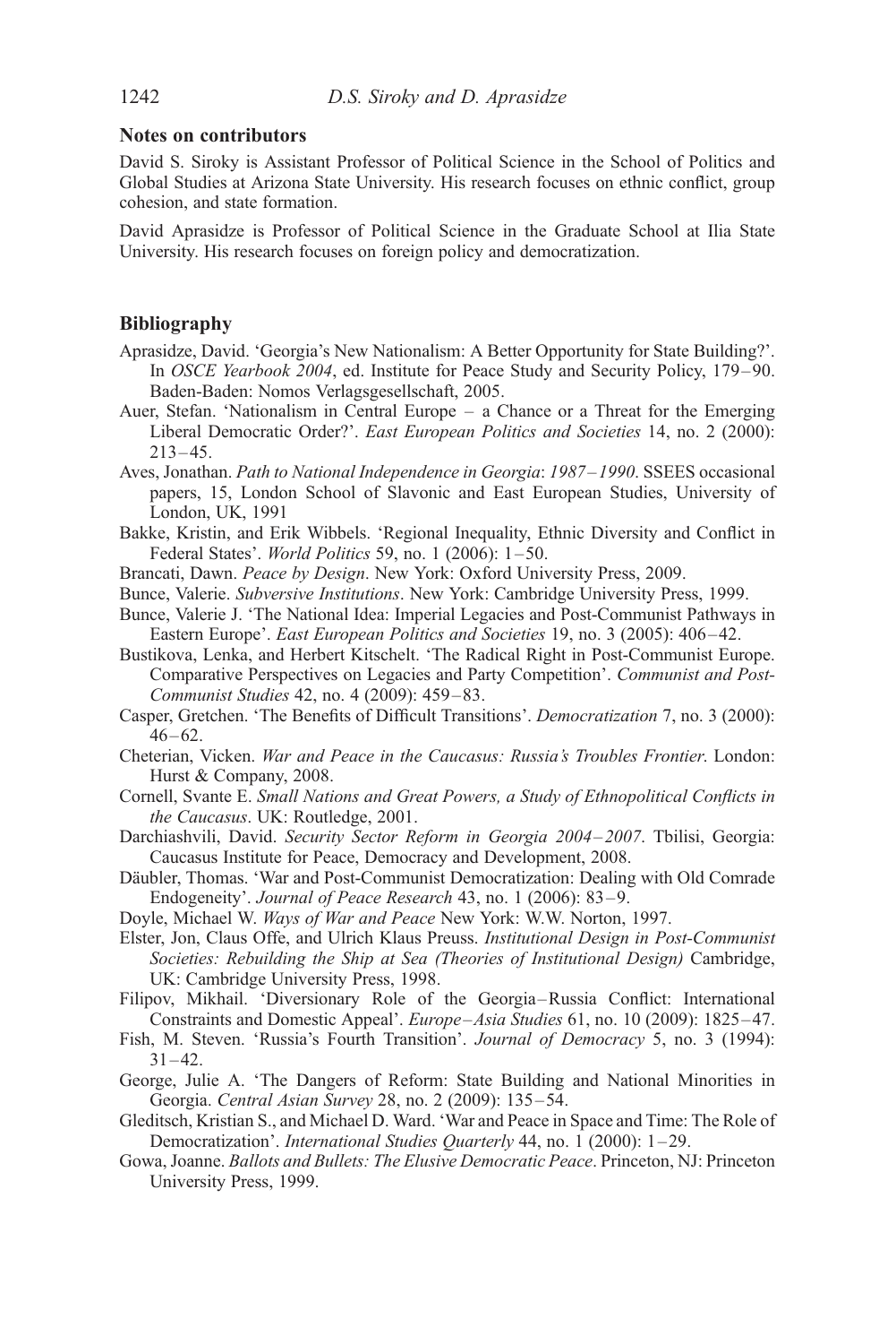### Notes on contributors

David S. Siroky is Assistant Professor of Political Science in the School of Politics and Global Studies at Arizona State University. His research focuses on ethnic conflict, group cohesion, and state formation.

David Aprasidze is Professor of Political Science in the Graduate School at Ilia State University. His research focuses on foreign policy and democratization.

### Bibliography

Aprasidze, David. 'Georgia's New Nationalism: A Better Opportunity for State Building?'. In *OSCE Yearbook 2004*, ed. Institute for Peace Study and Security Policy, 179–90. Baden-Baden: Nomos Verlagsgesellschaft, 2005.

Auer, Stefan. 'Nationalism in Central Europe – a Chance or a Threat for the Emerging Liberal Democratic Order?'. *East European Politics and Societies* 14, no. 2 (2000): 213–45.

Aves, Jonathan. *Path to National Independence in Georgia*: *1987–1990*. SSEES occasional papers, 15, London School of Slavonic and East European Studies, University of London, UK, 1991

Bakke, Kristin, and Erik Wibbels. 'Regional Inequality, Ethnic Diversity and Conflict in Federal States'. *World Politics* 59, no. 1 (2006): 1–50.

Brancati, Dawn. *Peace by Design*. New York: Oxford University Press, 2009.

Bunce, Valerie. *Subversive Institutions*. New York: Cambridge University Press, 1999.

Bunce, Valerie J. 'The National Idea: Imperial Legacies and Post-Communist Pathways in Eastern Europe'. *East European Politics and Societies* 19, no. 3 (2005): 406–42.

Bustikova, Lenka, and Herbert Kitschelt. 'The Radical Right in Post-Communist Europe. Comparative Perspectives on Legacies and Party Competition'. *Communist and Post-Communist Studies* 42, no. 4 (2009): 459–83.

Casper, Gretchen. 'The Benefits of Difficult Transitions'. *Democratization* 7, no. 3 (2000): 46–62.

Cheterian, Vicken. *War and Peace in the Caucasus: Russia's Troubles Frontier*. London: Hurst & Company, 2008.

Cornell, Svante E. *Small Nations and Great Powers, a Study of Ethnopolitical Conflicts in the Caucasus*. UK: Routledge, 2001.

Darchiashvili, David. *Security Sector Reform in Georgia 2004–2007*. Tbilisi, Georgia: Caucasus Institute for Peace, Democracy and Development, 2008.

Däubler, Thomas. 'War and Post-Communist Democratization: Dealing with Old Comrade Endogeneity'. *Journal of Peace Research* 43, no. 1 (2006): 83–9.

Doyle, Michael W. *Ways of War and Peace* New York: W.W. Norton, 1997.

Elster, Jon, Claus Offe, and Ulrich Klaus Preuss. *Institutional Design in Post-Communist Societies: Rebuilding the Ship at Sea (Theories of Institutional Design)* Cambridge, UK: Cambridge University Press, 1998.

Filipov, Mikhail. 'Diversionary Role of the Georgia–Russia Conflict: International Constraints and Domestic Appeal'. *Europe–Asia Studies* 61, no. 10 (2009): 1825–47.

Fish, M. Steven. 'Russia's Fourth Transition'. *Journal of Democracy* 5, no. 3 (1994): 31–42.

George, Julie A. 'The Dangers of Reform: State Building and National Minorities in Georgia. *Central Asian Survey* 28, no. 2 (2009): 135–54.

Gleditsch, Kristian S., and Michael D. Ward. 'War and Peace in Space and Time: The Role of Democratization'. *International Studies Quarterly* 44, no. 1 (2000): 1–29.

Gowa, Joanne. *Ballots and Bullets: The Elusive Democratic Peace*. Princeton, NJ: Princeton University Press, 1999.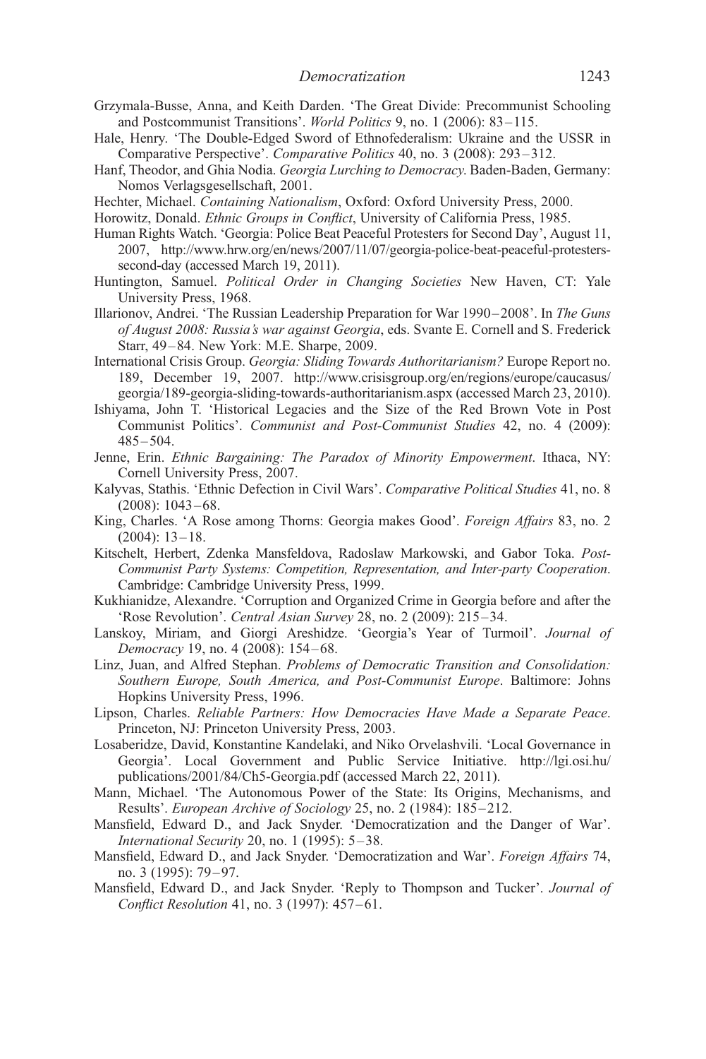Grzymala-Busse, Anna, and Keith Darden. 'The Great Divide: Precommunist Schooling and Postcommunist Transitions'. *World Politics* 9, no. 1 (2006): 83–115.

Hale, Henry. 'The Double-Edged Sword of Ethnofederalism: Ukraine and the USSR in Comparative Perspective'. *Comparative Politics* 40, no. 3 (2008): 293–312.

Hanf, Theodor, and Ghia Nodia. *Georgia Lurching to Democracy*. Baden-Baden, Germany: Nomos Verlagsgesellschaft, 2001.

Hechter, Michael. *Containing Nationalism*, Oxford: Oxford University Press, 2000.

Horowitz, Donald. *Ethnic Groups in Conflict*, University of California Press, 1985.

Human Rights Watch. 'Georgia: Police Beat Peaceful Protesters for Second Day', August 11, 2007, http://www.hrw.org/en/news/2007/11/07/georgia-police-beat-peaceful-protesters-second-day (accessed March 19, 2011).

Huntington, Samuel. *Political Order in Changing Societies* New Haven, CT: Yale University Press, 1968.

Illarionov, Andrei. 'The Russian Leadership Preparation for War 1990–2008'. In *The Guns of August 2008: Russia's war against Georgia*, eds. Svante E. Cornell and S. Frederick Starr, 49–84. New York: M.E. Sharpe, 2009.

International Crisis Group. *Georgia: Sliding Towards Authoritarianism?* Europe Report no. 189, December 19, 2007. http://www.crisisgroup.org/en/regions/europe/caucasus/georgia/189-georgia-sliding-towards-authoritarianism.aspx (accessed March 23, 2010).

Ishiyama, John T. 'Historical Legacies and the Size of the Red Brown Vote in Post Communist Politics'. *Communist and Post-Communist Studies* 42, no. 4 (2009): 485–504.

Jenne, Erin. *Ethnic Bargaining: The Paradox of Minority Empowerment*. Ithaca, NY: Cornell University Press, 2007.

Kalyvas, Stathis. 'Ethnic Defection in Civil Wars'. *Comparative Political Studies* 41, no. 8 (2008): 1043–68.

King, Charles. 'A Rose among Thorns: Georgia makes Good'. *Foreign Affairs* 83, no. 2 (2004): 13–18.

Kitschelt, Herbert, Zdenka Mansfeldova, Radoslaw Markowski, and Gabor Toka. *Post-Communist Party Systems: Competition, Representation, and Inter-party Cooperation*. Cambridge: Cambridge University Press, 1999.

Kukhianidze, Alexandre. 'Corruption and Organized Crime in Georgia before and after the 'Rose Revolution'. *Central Asian Survey* 28, no. 2 (2009): 215–34.

Lanskoy, Miriam, and Giorgi Areshidze. 'Georgia's Year of Turmoil'. *Journal of Democracy* 19, no. 4 (2008): 154–68.

Linz, Juan, and Alfred Stephan. *Problems of Democratic Transition and Consolidation: Southern Europe, South America, and Post-Communist Europe*. Baltimore: Johns Hopkins University Press, 1996.

Lipson, Charles. *Reliable Partners: How Democracies Have Made a Separate Peace*. Princeton, NJ: Princeton University Press, 2003.

Losaberidze, David, Konstantine Kandelaki, and Niko Orvelashvili. 'Local Governance in Georgia'. Local Government and Public Service Initiative. http://lgi.osi.hu/publications/2001/84/Ch5-Georgia.pdf (accessed March 22, 2011).

Mann, Michael. 'The Autonomous Power of the State: Its Origins, Mechanisms, and Results'. *European Archive of Sociology* 25, no. 2 (1984): 185–212.

Mansfield, Edward D., and Jack Snyder. 'Democratization and the Danger of War'. *International Security* 20, no. 1 (1995): 5–38.

Mansfield, Edward D., and Jack Snyder. 'Democratization and War'. *Foreign Affairs* 74, no. 3 (1995): 79–97.

Mansfield, Edward D., and Jack Snyder. 'Reply to Thompson and Tucker'. *Journal of Conflict Resolution* 41, no. 3 (1997): 457–61.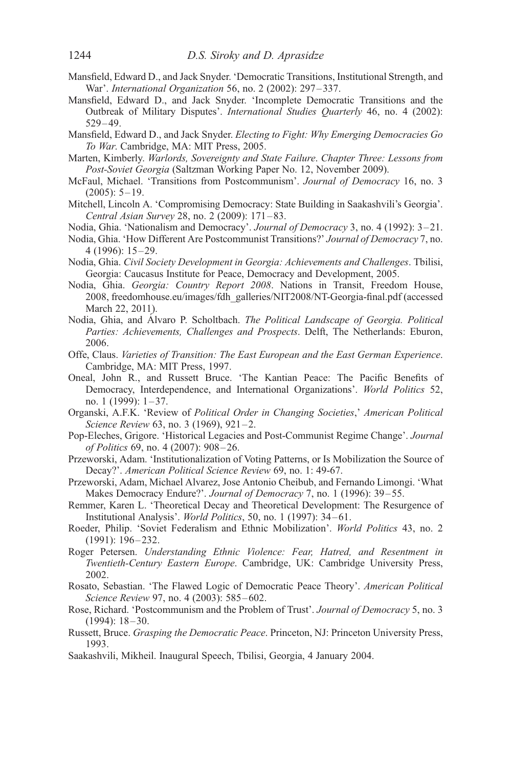Mansfield, Edward D., and Jack Snyder. 'Democratic Transitions, Institutional Strength, and War'. *International Organization* 56, no. 2 (2002): 297–337.

Mansfield, Edward D., and Jack Snyder. 'Incomplete Democratic Transitions and the Outbreak of Military Disputes'. *International Studies Quarterly* 46, no. 4 (2002): 529–49.

Mansfield, Edward D., and Jack Snyder. *Electing to Fight: Why Emerging Democracies Go To War*. Cambridge, MA: MIT Press, 2005.

Marten, Kimberly. *Warlords, Sovereignty and State Failure*. *Chapter Three: Lessons from Post-Soviet Georgia* (Saltzman Working Paper No. 12, November 2009).

McFaul, Michael. 'Transitions from Postcommunism'. *Journal of Democracy* 16, no. 3 (2005): 5–19.

Mitchell, Lincoln A. 'Compromising Democracy: State Building in Saakashvili's Georgia'. *Central Asian Survey* 28, no. 2 (2009): 171–83.

Nodia, Ghia. 'Nationalism and Democracy'. *Journal of Democracy* 3, no. 4 (1992): 3–21.

Nodia, Ghia. 'How Different Are Postcommunist Transitions?' *Journal of Democracy* 7, no. 4 (1996): 15–29.

Nodia, Ghia. *Civil Society Development in Georgia: Achievements and Challenges*. Tbilisi, Georgia: Caucasus Institute for Peace, Democracy and Development, 2005.

Nodia, Ghia. *Georgia: Country Report 2008*. Nations in Transit, Freedom House, 2008, freedomhouse.eu/images/fdh_galleries/NIT2008/NT-Georgia-final.pdf (accessed March 22, 2011).

Nodia, Ghia, and Álvaro P. Scholtbach. *The Political Landscape of Georgia. Political Parties: Achievements, Challenges and Prospects*. Delft, The Netherlands: Eburon, 2006.

Offe, Claus. *Varieties of Transition: The East European and the East German Experience*. Cambridge, MA: MIT Press, 1997.

Oneal, John R., and Russett Bruce. 'The Kantian Peace: The Pacific Benefits of Democracy, Interdependence, and International Organizations'. *World Politics* 52, no. 1 (1999): 1–37.

Organski, A.F.K. 'Review of *Political Order in Changing Societies*,' *American Political Science Review* 63, no. 3 (1969), 921–2.

Pop-Eleches, Grigore. 'Historical Legacies and Post-Communist Regime Change'. *Journal of Politics* 69, no. 4 (2007): 908–26.

Przeworski, Adam. 'Institutionalization of Voting Patterns, or Is Mobilization the Source of Decay?'. *American Political Science Review* 69, no. 1: 49-67.

Przeworski, Adam, Michael Alvarez, Jose Antonio Cheibub, and Fernando Limongi. 'What Makes Democracy Endure?'. *Journal of Democracy* 7, no. 1 (1996): 39–55.

Remmer, Karen L. 'Theoretical Decay and Theoretical Development: The Resurgence of Institutional Analysis'. *World Politics*, 50, no. 1 (1997): 34–61.

Roeder, Philip. 'Soviet Federalism and Ethnic Mobilization'. *World Politics* 43, no. 2 (1991): 196–232.

Roger Petersen. *Understanding Ethnic Violence: Fear, Hatred, and Resentment in Twentieth-Century Eastern Europe*. Cambridge, UK: Cambridge University Press, 2002.

Rosato, Sebastian. 'The Flawed Logic of Democratic Peace Theory'. *American Political Science Review* 97, no. 4 (2003): 585–602.

Rose, Richard. 'Postcommunism and the Problem of Trust'. *Journal of Democracy* 5, no. 3 (1994): 18–30.

Russett, Bruce. *Grasping the Democratic Peace*. Princeton, NJ: Princeton University Press, 1993.

Saakashvili, Mikheil. Inaugural Speech, Tbilisi, Georgia, 4 January 2004.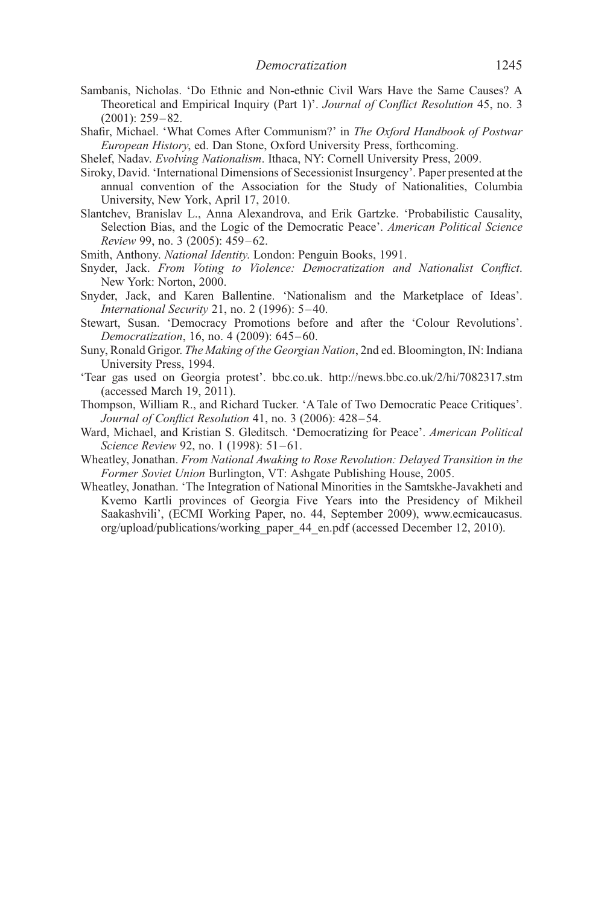Sambanis, Nicholas. 'Do Ethnic and Non-ethnic Civil Wars Have the Same Causes? A Theoretical and Empirical Inquiry (Part 1)'. *Journal of Conflict Resolution* 45, no. 3 (2001): 259–82.

Shafir, Michael. 'What Comes After Communism?' in *The Oxford Handbook of Postwar European History*, ed. Dan Stone, Oxford University Press, forthcoming.

Shelef, Nadav. *Evolving Nationalism*. Ithaca, NY: Cornell University Press, 2009.

Siroky, David. 'International Dimensions of Secessionist Insurgency'. Paper presented at the annual convention of the Association for the Study of Nationalities, Columbia University, New York, April 17, 2010.

Slantchev, Branislav L., Anna Alexandrova, and Erik Gartzke. 'Probabilistic Causality, Selection Bias, and the Logic of the Democratic Peace'. *American Political Science Review* 99, no. 3 (2005): 459–62.

Smith, Anthony. *National Identity*. London: Penguin Books, 1991.

Snyder, Jack. *From Voting to Violence: Democratization and Nationalist Conflict*. New York: Norton, 2000.

Snyder, Jack, and Karen Ballentine. 'Nationalism and the Marketplace of Ideas'. *International Security* 21, no. 2 (1996): 5–40.

Stewart, Susan. 'Democracy Promotions before and after the 'Colour Revolutions'. *Democratization*, 16, no. 4 (2009): 645–60.

Suny, Ronald Grigor. *The Making of the Georgian Nation*, 2nd ed. Bloomington, IN: Indiana University Press, 1994.

'Tear gas used on Georgia protest'. bbc.co.uk. http://news.bbc.co.uk/2/hi/7082317.stm (accessed March 19, 2011).

Thompson, William R., and Richard Tucker. 'A Tale of Two Democratic Peace Critiques'. *Journal of Conflict Resolution* 41, no. 3 (2006): 428–54.

Ward, Michael, and Kristian S. Gleditsch. 'Democratizing for Peace'. *American Political Science Review* 92, no. 1 (1998): 51–61.

Wheatley, Jonathan. *From National Awaking to Rose Revolution: Delayed Transition in the Former Soviet Union* Burlington, VT: Ashgate Publishing House, 2005.

Wheatley, Jonathan. 'The Integration of National Minorities in the Samtskhe-Javakheti and Kvemo Kartli provinces of Georgia Five Years into the Presidency of Mikheil Saakashvili', (ECMI Working Paper, no. 44, September 2009), www.ecmicaucasus.org/upload/publications/working_paper_44_en.pdf (accessed December 12, 2010).